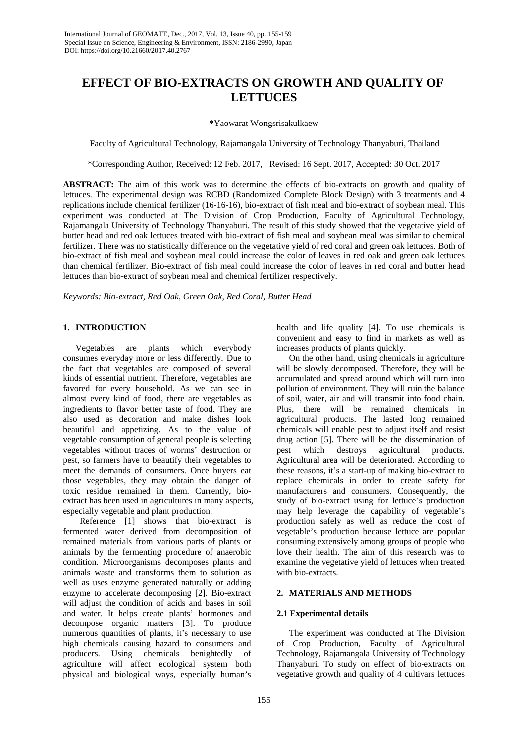# EFFECT OF BIO-EXTRACTS ON GROWTH AND QUALITY OF LETTUCES

**\***Yaowarat Wongsrisakulkaew

Faculty of Agricultural Technology, Rajamangala University of Technology Thanyaburi, Thailand

*Corresponding Author, Received: 12 Feb. 2017, Revised: 16 Sept. 2017, Accepted: 30 Oct. 2017

**ABSTRACT:** The aim of this work was to determine the effects of bio-extracts on growth and quality of lettuces. The experimental design was RCBD (Randomized Complete Block Design) with 3 treatments and 4 replications include chemical fertilizer (16-16-16), bio-extract of fish meal and bio-extract of soybean meal. This experiment was conducted at The Division of Crop Production, Faculty of Agricultural Technology, Rajamangala University of Technology Thanyaburi. The result of this study showed that the vegetative yield of butter head and red oak lettuces treated with bio-extract of fish meal and soybean meal was similar to chemical fertilizer. There was no statistically difference on the vegetative yield of red coral and green oak lettuces. Both of bio-extract of fish meal and soybean meal could increase the color of leaves in red oak and green oak lettuces than chemical fertilizer. Bio-extract of fish meal could increase the color of leaves in red coral and butter head lettuces than bio-extract of soybean meal and chemical fertilizer respectively.

*Keywords: Bio-extract, Red Oak, Green Oak, Red Coral, Butter Head*

## 1. INTRODUCTION

Vegetables are plants which everybody consumes everyday more or less differently. Due to the fact that vegetables are composed of several kinds of essential nutrient. Therefore, vegetables are favored for every household. As we can see in almost every kind of food, there are vegetables as ingredients to flavor better taste of food. They are also used as decoration and make dishes look beautiful and appetizing. As to the value of vegetable consumption of general people is selecting vegetables without traces of worms' destruction or pest, so farmers have to beautify their vegetables to meet the demands of consumers. Once buyers eat those vegetables, they may obtain the danger of toxic residue remained in them. Currently, bio-extract has been used in agricultures in many aspects, especially vegetable and plant production.

Reference [1] shows that bio-extract is fermented water derived from decomposition of remained materials from various parts of plants or animals by the fermenting procedure of anaerobic condition. Microorganisms decomposes plants and animals waste and transforms them to solution as well as uses enzyme generated naturally or adding enzyme to accelerate decomposing [2]. Bio-extract will adjust the condition of acids and bases in soil and water. It helps create plants' hormones and decompose organic matters [3]. To produce numerous quantities of plants, it's necessary to use high chemicals causing hazard to consumers and producers. Using chemicals benightedly of agriculture will affect ecological system both physical and biological ways, especially human's health and life quality [4]. To use chemicals is convenient and easy to find in markets as well as increases products of plants quickly.

On the other hand, using chemicals in agriculture will be slowly decomposed. Therefore, they will be accumulated and spread around which will turn into pollution of environment. They will ruin the balance of soil, water, air and will transmit into food chain. Plus, there will be remained chemicals in agricultural products. The lasted long remained chemicals will enable pest to adjust itself and resist drug action [5]. There will be the dissemination of pest which destroys agricultural products. Agricultural area will be deteriorated. According to these reasons, it's a start-up of making bio-extract to replace chemicals in order to create safety for manufacturers and consumers. Consequently, the study of bio-extract using for lettuce's production may help leverage the capability of vegetable's production safely as well as reduce the cost of vegetable's production because lettuce are popular consuming extensively among groups of people who love their health. The aim of this research was to examine the vegetative yield of lettuces when treated with bio-extracts.

## 2. MATERIALS AND METHODS

### 2.1 Experimental details

The experiment was conducted at The Division of Crop Production, Faculty of Agricultural Technology, Rajamangala University of Technology Thanyaburi. To study on effect of bio-extracts on vegetative growth and quality of 4 cultivars lettuces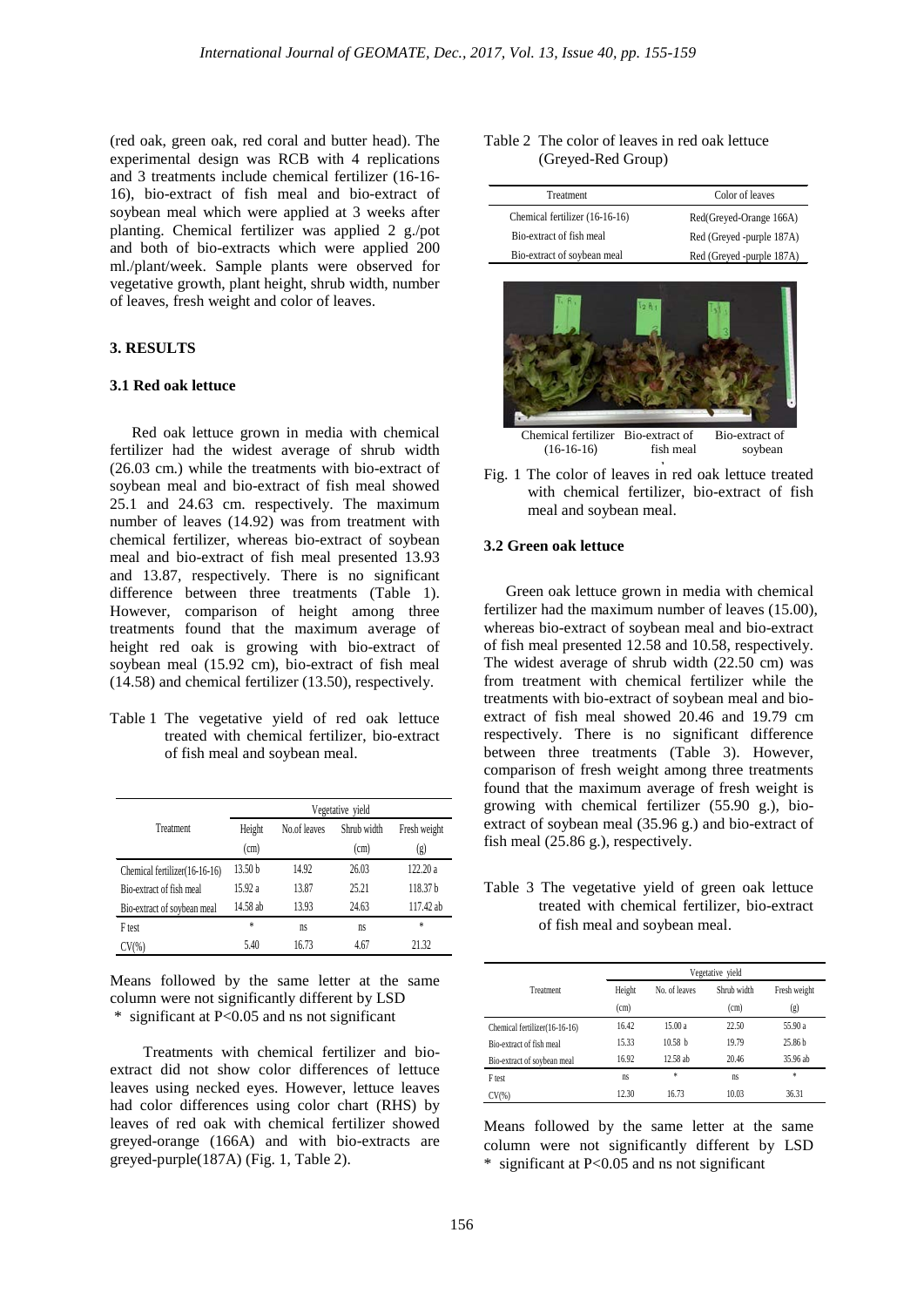(red oak, green oak, red coral and butter head). The experimental design was RCB with 4 replications and 3 treatments include chemical fertilizer (16-16-16), bio-extract of fish meal and bio-extract of soybean meal which were applied at 3 weeks after planting. Chemical fertilizer was applied 2 g./pot and both of bio-extracts which were applied 200 ml./plant/week. Sample plants were observed for vegetative growth, plant height, shrub width, number of leaves, fresh weight and color of leaves.

## 3. RESULTS

### 3.1 Red oak lettuce

Red oak lettuce grown in media with chemical fertilizer had the widest average of shrub width (26.03 cm.) while the treatments with bio-extract of soybean meal and bio-extract of fish meal showed 25.1 and 24.63 cm. respectively. The maximum number of leaves (14.92) was from treatment with chemical fertilizer, whereas bio-extract of soybean meal and bio-extract of fish meal presented 13.93 and 13.87, respectively. There is no significant difference between three treatments (Table 1). However, comparison of height among three treatments found that the maximum average of height red oak is growing with bio-extract of soybean meal (15.92 cm), bio-extract of fish meal (14.58) and chemical fertilizer (13.50), respectively.

Table 1 The vegetative yield of red oak lettuce treated with chemical fertilizer, bio-extract of fish meal and soybean meal.

| Treatment | Vegetative yield | | | |
|---|---|---|---|---|
| | Height (cm) | No.of leaves | Shrub width (cm) | Fresh weight (g) |
| Chemical fertilizer(16-16-16) | 13.50 b | 14.92 | 26.03 | 122.20 a |
| Bio-extract of fish meal | 15.92 a | 13.87 | 25.21 | 118.37 b |
| Bio-extract of soybean meal | 14.58 ab | 13.93 | 24.63 | 117.42 ab |
| F test | * | ns | ns | * |
| CV(%) | 5.40 | 16.73 | 4.67 | 21.32 |

Means followed by the same letter at the same column were not significantly different by LSD
* significant at P<0.05 and ns not significant

Treatments with chemical fertilizer and bio-extract did not show color differences of lettuce leaves using necked eyes. However, lettuce leaves had color differences using color chart (RHS) by leaves of red oak with chemical fertilizer showed greyed-orange (166A) and with bio-extracts are greyed-purple(187A) (Fig. 1, Table 2).

Table 2 The color of leaves in red oak lettuce (Greyed-Red Group)

| Treatment | Color of leaves |
|---|---|
| Chemical fertilizer (16-16-16) | Red(Greyed-Orange 166A) |
| Bio-extract of fish meal | Red (Greyed -purple 187A) |
| Bio-extract of soybean meal | Red (Greyed -purple 187A) |

Chemical fertilizer (16-16-16) Bio-extract of fish meal Bio-extract of soybean

Fig. 1 The color of leaves in red oak lettuce treated with chemical fertilizer, bio-extract of fish meal and soybean meal.

### 3.2 Green oak lettuce

Green oak lettuce grown in media with chemical fertilizer had the maximum number of leaves (15.00), whereas bio-extract of soybean meal and bio-extract of fish meal presented 12.58 and 10.58, respectively. The widest average of shrub width (22.50 cm) was from treatment with chemical fertilizer while the treatments with bio-extract of soybean meal and bio-extract of fish meal showed 20.46 and 19.79 cm respectively. There is no significant difference between three treatments (Table 3). However, comparison of fresh weight among three treatments found that the maximum average of fresh weight is growing with chemical fertilizer (55.90 g.), bio-extract of soybean meal (35.96 g.) and bio-extract of fish meal (25.86 g.), respectively.

Table 3 The vegetative yield of green oak lettuce treated with chemical fertilizer, bio-extract of fish meal and soybean meal.

| Treatment | Vegetative yield | | | |
|---|---|---|---|---|
| | Height (cm) | No. of leaves | Shrub width (cm) | Fresh weight (g) |
| Chemical fertilizer(16-16-16) | 16.42 | 15.00 a | 22.50 | 55.90 a |
| Bio-extract of fish meal | 15.33 | 10.58 b | 19.79 | 25.86 b |
| Bio-extract of soybean meal | 16.92 | 12.58 ab | 20.46 | 35.96 ab |
| F test | ns | * | ns | * |
| CV(%) | 12.30 | 16.73 | 10.03 | 36.31 |

Means followed by the same letter at the same column were not significantly different by LSD
* significant at P<0.05 and ns not significant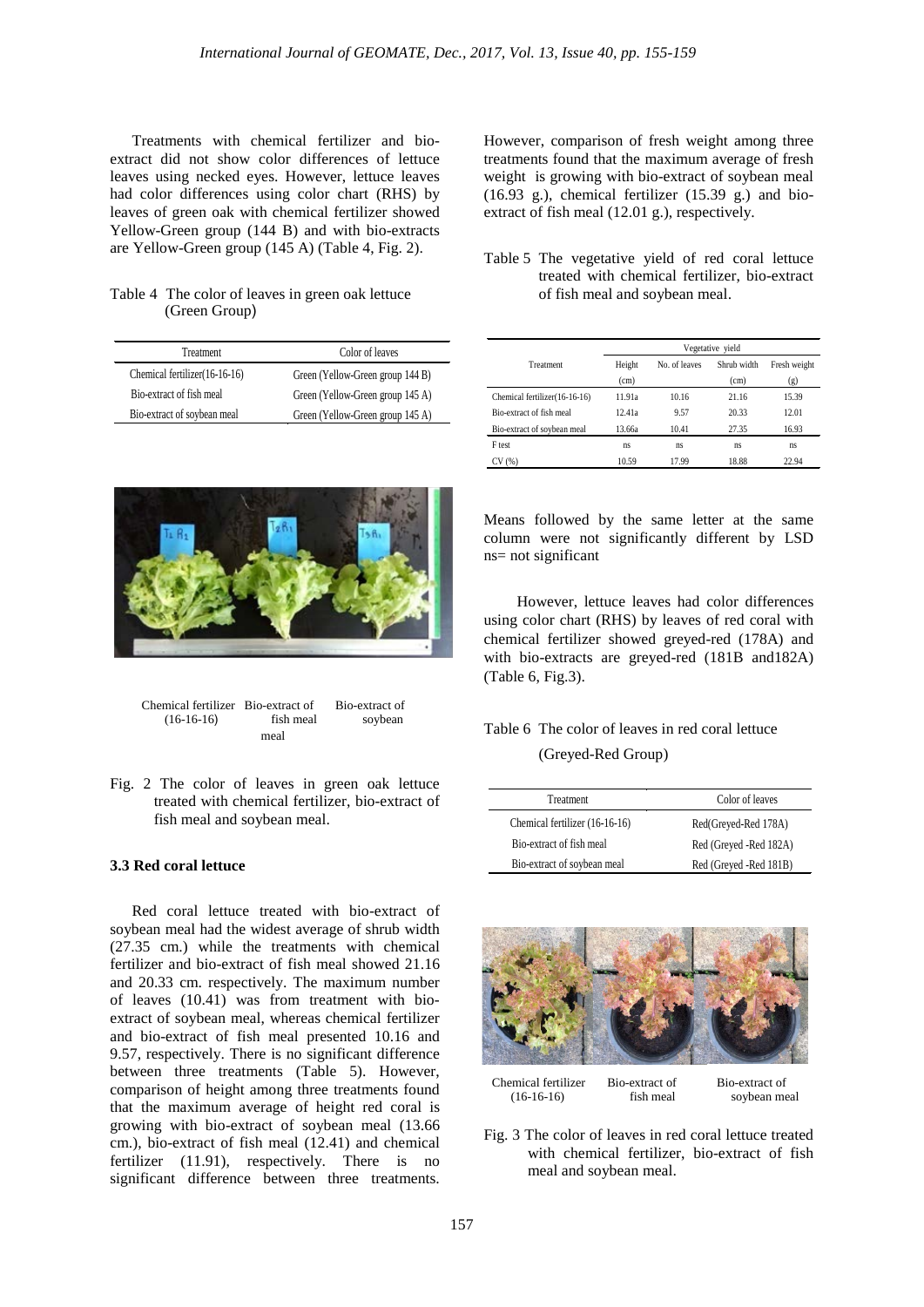Treatments with chemical fertilizer and bio-extract did not show color differences of lettuce leaves using necked eyes. However, lettuce leaves had color differences using color chart (RHS) by leaves of green oak with chemical fertilizer showed Yellow-Green group (144 B) and with bio-extracts are Yellow-Green group (145 A) (Table 4, Fig. 2).

Table 4 The color of leaves in green oak lettuce (Green Group)

| Treatment | Color of leaves |
|---|---|
| Chemical fertilizer(16-16-16) | Green (Yellow-Green group 144 B) |
| Bio-extract of fish meal | Green (Yellow-Green group 145 A) |
| Bio-extract of soybean meal | Green (Yellow-Green group 145 A) |

Chemical fertilizer (16-16-16) Bio-extract of fish meal Bio-extract of soybean meal

Fig. 2 The color of leaves in green oak lettuce treated with chemical fertilizer, bio-extract of fish meal and soybean meal.

### 3.3 Red coral lettuce

Red coral lettuce treated with bio-extract of soybean meal had the widest average of shrub width (27.35 cm.) while the treatments with chemical fertilizer and bio-extract of fish meal showed 21.16 and 20.33 cm. respectively. The maximum number of leaves (10.41) was from treatment with bio-extract of soybean meal, whereas chemical fertilizer and bio-extract of fish meal presented 10.16 and 9.57, respectively. There is no significant difference between three treatments (Table 5). However, comparison of height among three treatments found that the maximum average of height red coral is growing with bio-extract of soybean meal (13.66 cm.), bio-extract of fish meal (12.41) and chemical fertilizer (11.91), respectively. There is no significant difference between three treatments. However, comparison of fresh weight among three treatments found that the maximum average of fresh weight is growing with bio-extract of soybean meal (16.93 g.), chemical fertilizer (15.39 g.) and bio-extract of fish meal (12.01 g.), respectively.

Table 5 The vegetative yield of red coral lettuce treated with chemical fertilizer, bio-extract of fish meal and soybean meal.

| Treatment | Vegetative yield | | | |
|---|---|---|---|---|
| | Height (cm) | No. of leaves | Shrub width (cm) | Fresh weight (g) |
| Chemical fertilizer(16-16-16) | 11.91a | 10.16 | 21.16 | 15.39 |
| Bio-extract of fish meal | 12.41a | 9.57 | 20.33 | 12.01 |
| Bio-extract of soybean meal | 13.66a | 10.41 | 27.35 | 16.93 |
| F test | ns | ns | ns | ns |
| CV (%) | 10.59 | 17.99 | 18.88 | 22.94 |

Means followed by the same letter at the same column were not significantly different by LSD
ns= not significant

However, lettuce leaves had color differences using color chart (RHS) by leaves of red coral with chemical fertilizer showed greyed-red (178A) and with bio-extracts are greyed-red (181B and182A) (Table 6, Fig.3).

Table 6 The color of leaves in red coral lettuce (Greyed-Red Group)

| Treatment | Color of leaves |
|---|---|
| Chemical fertilizer (16-16-16) | Red(Greyed-Red 178A) |
| Bio-extract of fish meal | Red (Greyed -Red 182A) |
| Bio-extract of soybean meal | Red (Greyed -Red 181B) |

Chemical fertilizer (16-16-16) Bio-extract of fish meal Bio-extract of soybean meal

Fig. 3 The color of leaves in red coral lettuce treated with chemical fertilizer, bio-extract of fish meal and soybean meal.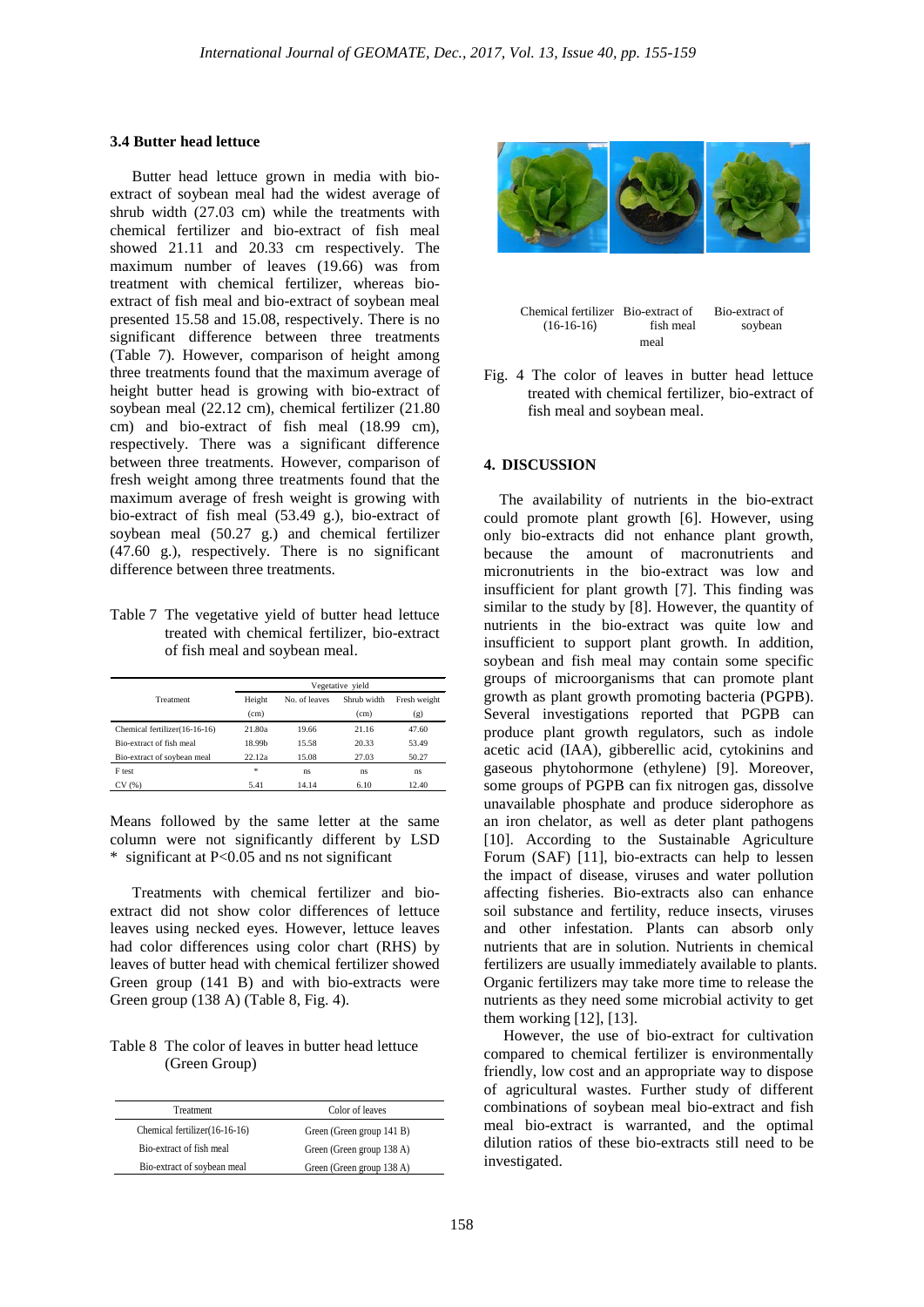### 3.4 Butter head lettuce

Butter head lettuce grown in media with bio-extract of soybean meal had the widest average of shrub width (27.03 cm) while the treatments with chemical fertilizer and bio-extract of fish meal showed 21.11 and 20.33 cm respectively. The maximum number of leaves (19.66) was from treatment with chemical fertilizer, whereas bio-extract of fish meal and bio-extract of soybean meal presented 15.58 and 15.08, respectively. There is no significant difference between three treatments (Table 7). However, comparison of height among three treatments found that the maximum average of height butter head is growing with bio-extract of soybean meal (22.12 cm), chemical fertilizer (21.80 cm) and bio-extract of fish meal (18.99 cm), respectively. There was a significant difference between three treatments. However, comparison of fresh weight among three treatments found that the maximum average of fresh weight is growing with bio-extract of fish meal (53.49 g.), bio-extract of soybean meal (50.27 g.) and chemical fertilizer (47.60 g.), respectively. There is no significant difference between three treatments.

Table 7 The vegetative yield of butter head lettuce treated with chemical fertilizer, bio-extract of fish meal and soybean meal.

| Treatment | Vegetative yield | | | |
|---|---|---|---|---|
| | Height (cm) | No. of leaves | Shrub width (cm) | Fresh weight (g) |
| Chemical fertilizer(16-16-16) | 21.80a | 19.66 | 21.16 | 47.60 |
| Bio-extract of fish meal | 18.99b | 15.58 | 20.33 | 53.49 |
| Bio-extract of soybean meal | 22.12a | 15.08 | 27.03 | 50.27 |
| F test | * | ns | ns | ns |
| CV (%) | 5.41 | 14.14 | 6.10 | 12.40 |

Means followed by the same letter at the same column were not significantly different by LSD
\* significant at P<0.05 and ns not significant

Treatments with chemical fertilizer and bio-extract did not show color differences of lettuce leaves using necked eyes. However, lettuce leaves had color differences using color chart (RHS) by leaves of butter head with chemical fertilizer showed Green group (141 B) and with bio-extracts were Green group (138 A) (Table 8, Fig. 4).

Table 8 The color of leaves in butter head lettuce (Green Group)

| Treatment | Color of leaves |
|---|---|
| Chemical fertilizer(16-16-16) | Green (Green group 141 B) |
| Bio-extract of fish meal | Green (Green group 138 A) |
| Bio-extract of soybean meal | Green (Green group 138 A) |

Chemical fertilizer (16-16-16) Bio-extract of fish meal Bio-extract of soybean

Fig. 4 The color of leaves in butter head lettuce treated with chemical fertilizer, bio-extract of fish meal and soybean meal.

## 4. DISCUSSION

The availability of nutrients in the bio-extract could promote plant growth [6]. However, using only bio-extracts did not enhance plant growth, because the amount of macronutrients and micronutrients in the bio-extract was low and insufficient for plant growth [7]. This finding was similar to the study by [8]. However, the quantity of nutrients in the bio-extract was quite low and insufficient to support plant growth. In addition, soybean and fish meal may contain some specific groups of microorganisms that can promote plant growth as plant growth promoting bacteria (PGPB). Several investigations reported that PGPB can produce plant growth regulators, such as indole acetic acid (IAA), gibberellic acid, cytokinins and gaseous phytohormone (ethylene) [9]. Moreover, some groups of PGPB can fix nitrogen gas, dissolve unavailable phosphate and produce siderophore as an iron chelator, as well as deter plant pathogens [10]. According to the Sustainable Agriculture Forum (SAF) [11], bio-extracts can help to lessen the impact of disease, viruses and water pollution affecting fisheries. Bio-extracts also can enhance soil substance and fertility, reduce insects, viruses and other infestation. Plants can absorb only nutrients that are in solution. Nutrients in chemical fertilizers are usually immediately available to plants. Organic fertilizers may take more time to release the nutrients as they need some microbial activity to get them working [12], [13].

However, the use of bio-extract for cultivation compared to chemical fertilizer is environmentally friendly, low cost and an appropriate way to dispose of agricultural wastes. Further study of different combinations of soybean meal bio-extract and fish meal bio-extract is warranted, and the optimal dilution ratios of these bio-extracts still need to be investigated.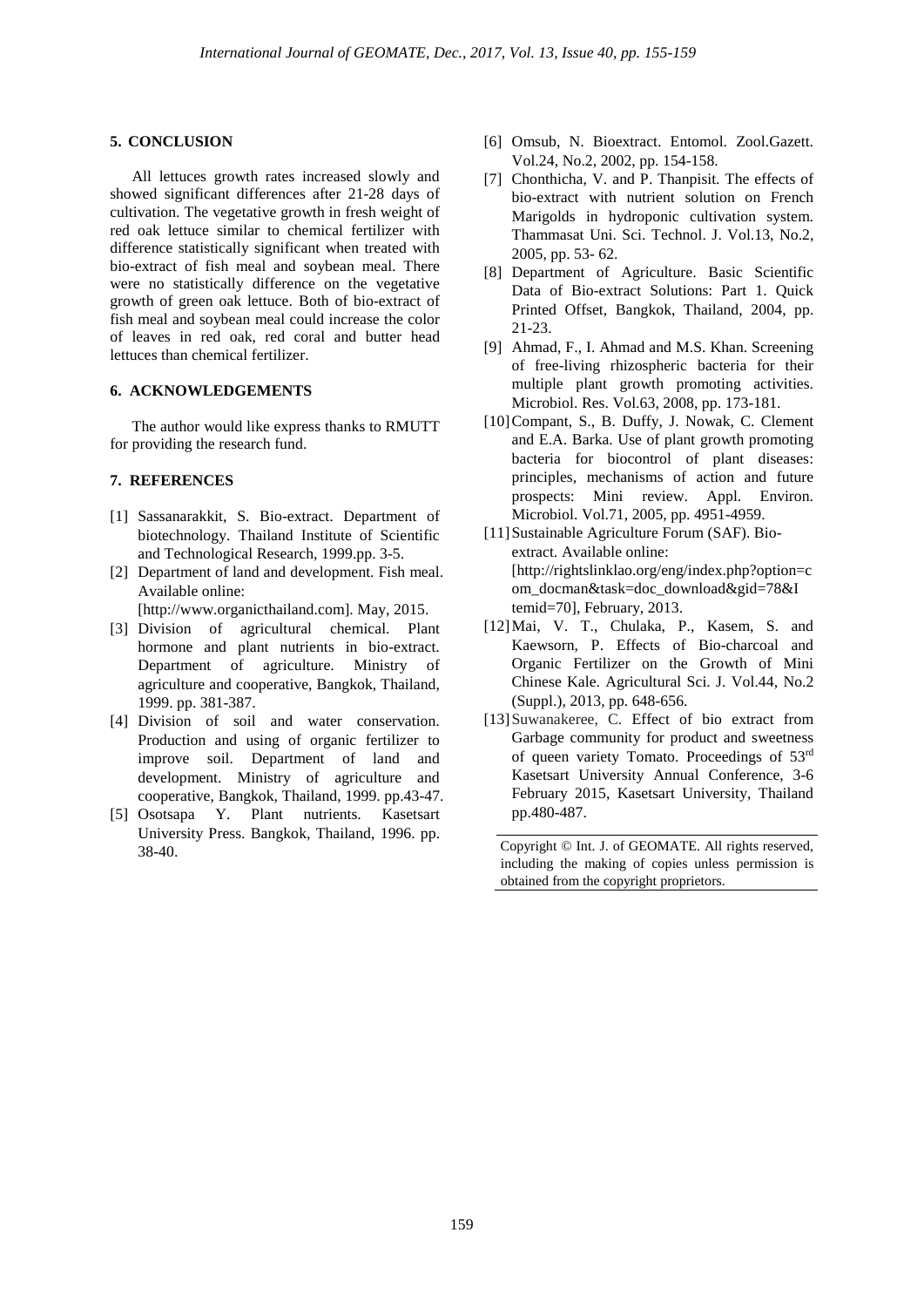## 5. CONCLUSION

All lettuces growth rates increased slowly and showed significant differences after 21-28 days of cultivation. The vegetative growth in fresh weight of red oak lettuce similar to chemical fertilizer with difference statistically significant when treated with bio-extract of fish meal and soybean meal. There were no statistically difference on the vegetative growth of green oak lettuce. Both of bio-extract of fish meal and soybean meal could increase the color of leaves in red oak, red coral and butter head lettuces than chemical fertilizer.

## 6. ACKNOWLEDGEMENTS

The author would like express thanks to RMUTT for providing the research fund.

## 7. REFERENCES

[1] Sassanarakkit, S. Bio-extract. Department of biotechnology. Thailand Institute of Scientific and Technological Research, 1999.pp. 3-5.

[2] Department of land and development. Fish meal. Available online: [http://www.organicthailand.com]. May, 2015.

[3] Division of agricultural chemical. Plant hormone and plant nutrients in bio-extract. Department of agriculture. Ministry of agriculture and cooperative, Bangkok, Thailand, 1999. pp. 381-387.

[4] Division of soil and water conservation. Production and using of organic fertilizer to improve soil. Department of land and development. Ministry of agriculture and cooperative, Bangkok, Thailand, 1999. pp.43-47.

[5] Osotsapa Y. Plant nutrients. Kasetsart University Press. Bangkok, Thailand, 1996. pp. 38-40.

[6] Omsub, N. Bioextract. Entomol. Zool.Gazett. Vol.24, No.2, 2002, pp. 154-158.

[7] Chonthicha, V. and P. Thanpisit. The effects of bio-extract with nutrient solution on French Marigolds in hydroponic cultivation system. Thammasat Uni. Sci. Technol. J. Vol.13, No.2, 2005, pp. 53- 62.

[8] Department of Agriculture. Basic Scientific Data of Bio-extract Solutions: Part 1. Quick Printed Offset, Bangkok, Thailand, 2004, pp. 21-23.

[9] Ahmad, F., I. Ahmad and M.S. Khan. Screening of free-living rhizospheric bacteria for their multiple plant growth promoting activities. Microbiol. Res. Vol.63, 2008, pp. 173-181.

[10] Compant, S., B. Duffy, J. Nowak, C. Clement and E.A. Barka. Use of plant growth promoting bacteria for biocontrol of plant diseases: principles, mechanisms of action and future prospects: Mini review. Appl. Environ. Microbiol. Vol.71, 2005, pp. 4951-4959.

[11] Sustainable Agriculture Forum (SAF). Bio-extract. Available online: [http://rightslinklao.org/eng/index.php?option=com_docman&task=doc_download&gid=78&Itemid=70], February, 2013.

[12] Mai, V. T., Chulaka, P., Kasem, S. and Kaewsorn, P. Effects of Bio-charcoal and Organic Fertilizer on the Growth of Mini Chinese Kale. Agricultural Sci. J. Vol.44, No.2 (Suppl.), 2013, pp. 648-656.

[13] Suwanakeree, C. Effect of bio extract from Garbage community for product and sweetness of queen variety Tomato. Proceedings of 53rd Kasetsart University Annual Conference, 3-6 February 2015, Kasetsart University, Thailand pp.480-487.

Copyright © Int. J. of GEOMATE. All rights reserved, including the making of copies unless permission is obtained from the copyright proprietors.